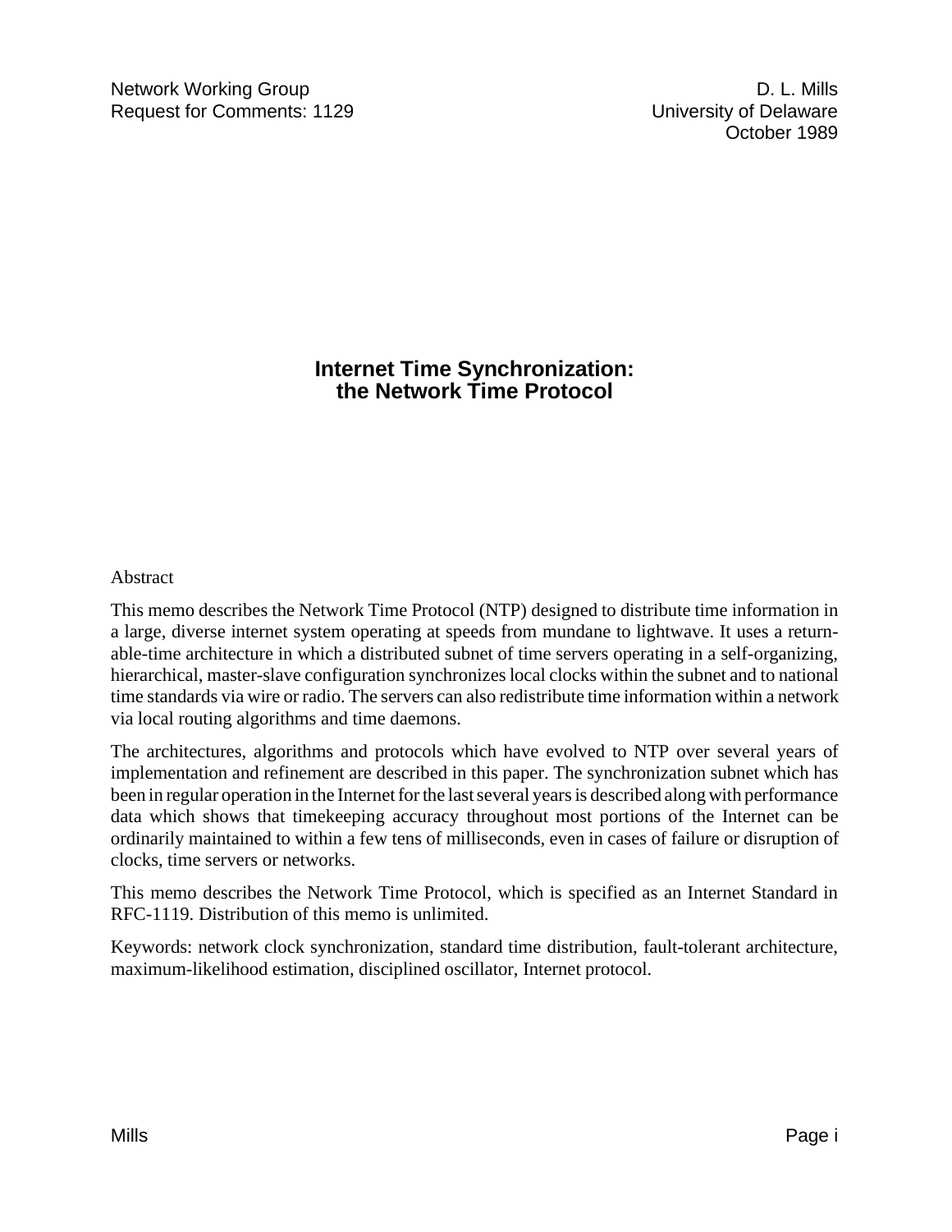Network Working Group  
Request for Comments: 1129

D. L. Mills  
University of Delaware  
October 1989

# Internet Time Synchronization: the Network Time Protocol

Abstract

This memo describes the Network Time Protocol (NTP) designed to distribute time information in a large, diverse internet system operating at speeds from mundane to lightwave. It uses a returnable-time architecture in which a distributed subnet of time servers operating in a self-organizing, hierarchical, master-slave configuration synchronizes local clocks within the subnet and to national time standards via wire or radio. The servers can also redistribute time information within a network via local routing algorithms and time daemons.

The architectures, algorithms and protocols which have evolved to NTP over several years of implementation and refinement are described in this paper. The synchronization subnet which has been in regular operation in the Internet for the last several years is described along with performance data which shows that timekeeping accuracy throughout most portions of the Internet can be ordinarily maintained to within a few tens of milliseconds, even in cases of failure or disruption of clocks, time servers or networks.

This memo describes the Network Time Protocol, which is specified as an Internet Standard in RFC-1119. Distribution of this memo is unlimited.

Keywords: network clock synchronization, standard time distribution, fault-tolerant architecture, maximum-likelihood estimation, disciplined oscillator, Internet protocol.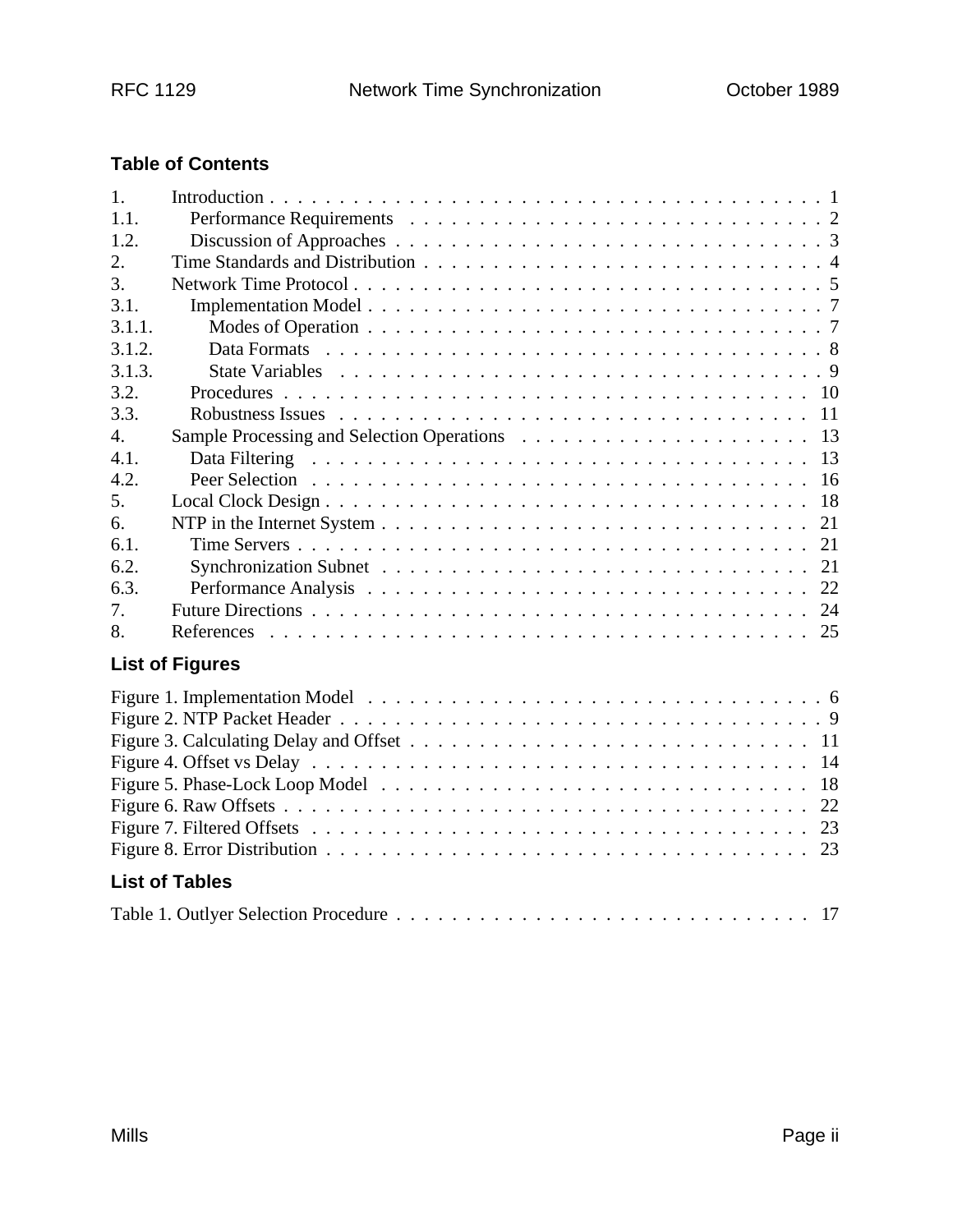## Table of Contents

1. Introduction . . . . . . . . . . . . . . . . . . . . . . . . . . . . . . . . . . . . . . . . . 1
1.1. Performance Requirements . . . . . . . . . . . . . . . . . . . . . . . . . . . . . . . 2
1.2. Discussion of Approaches . . . . . . . . . . . . . . . . . . . . . . . . . . . . . . . . 3
2. Time Standards and Distribution . . . . . . . . . . . . . . . . . . . . . . . . . . . . . 4
3. Network Time Protocol . . . . . . . . . . . . . . . . . . . . . . . . . . . . . . . . . . 5
3.1. Implementation Model . . . . . . . . . . . . . . . . . . . . . . . . . . . . . . . . . 7
3.1.1. Modes of Operation . . . . . . . . . . . . . . . . . . . . . . . . . . . . . . . . 7
3.1.2. Data Formats . . . . . . . . . . . . . . . . . . . . . . . . . . . . . . . . . . . . 8
3.1.3. State Variables . . . . . . . . . . . . . . . . . . . . . . . . . . . . . . . . . . . 9
3.2. Procedures . . . . . . . . . . . . . . . . . . . . . . . . . . . . . . . . . . . . . . 10
3.3. Robustness Issues . . . . . . . . . . . . . . . . . . . . . . . . . . . . . . . . . . 11
4. Sample Processing and Selection Operations . . . . . . . . . . . . . . . . . . . . . 13
4.1. Data Filtering . . . . . . . . . . . . . . . . . . . . . . . . . . . . . . . . . . . . 13
4.2. Peer Selection . . . . . . . . . . . . . . . . . . . . . . . . . . . . . . . . . . . . 16
5. Local Clock Design . . . . . . . . . . . . . . . . . . . . . . . . . . . . . . . . . . . 18
6. NTP in the Internet System . . . . . . . . . . . . . . . . . . . . . . . . . . . . . . 21
6.1. Time Servers . . . . . . . . . . . . . . . . . . . . . . . . . . . . . . . . . . . . . 21
6.2. Synchronization Subnet . . . . . . . . . . . . . . . . . . . . . . . . . . . . . . . 21
6.3. Performance Analysis . . . . . . . . . . . . . . . . . . . . . . . . . . . . . . . . 22
7. Future Directions . . . . . . . . . . . . . . . . . . . . . . . . . . . . . . . . . . . . 24
8. References . . . . . . . . . . . . . . . . . . . . . . . . . . . . . . . . . . . . . . . 25

## List of Figures

Figure 1. Implementation Model . . . . . . . . . . . . . . . . . . . . . . . . . . . . . . . 6
Figure 2. NTP Packet Header . . . . . . . . . . . . . . . . . . . . . . . . . . . . . . . . 9
Figure 3. Calculating Delay and Offset . . . . . . . . . . . . . . . . . . . . . . . . . . 11
Figure 4. Offset vs Delay . . . . . . . . . . . . . . . . . . . . . . . . . . . . . . . . . 14
Figure 5. Phase-Lock Loop Model . . . . . . . . . . . . . . . . . . . . . . . . . . . . . 18
Figure 6. Raw Offsets . . . . . . . . . . . . . . . . . . . . . . . . . . . . . . . . . . . 22
Figure 7. Filtered Offsets . . . . . . . . . . . . . . . . . . . . . . . . . . . . . . . . . 23
Figure 8. Error Distribution . . . . . . . . . . . . . . . . . . . . . . . . . . . . . . . . 23

## List of Tables

Table 1. Outlyer Selection Procedure . . . . . . . . . . . . . . . . . . . . . . . . . . . 17